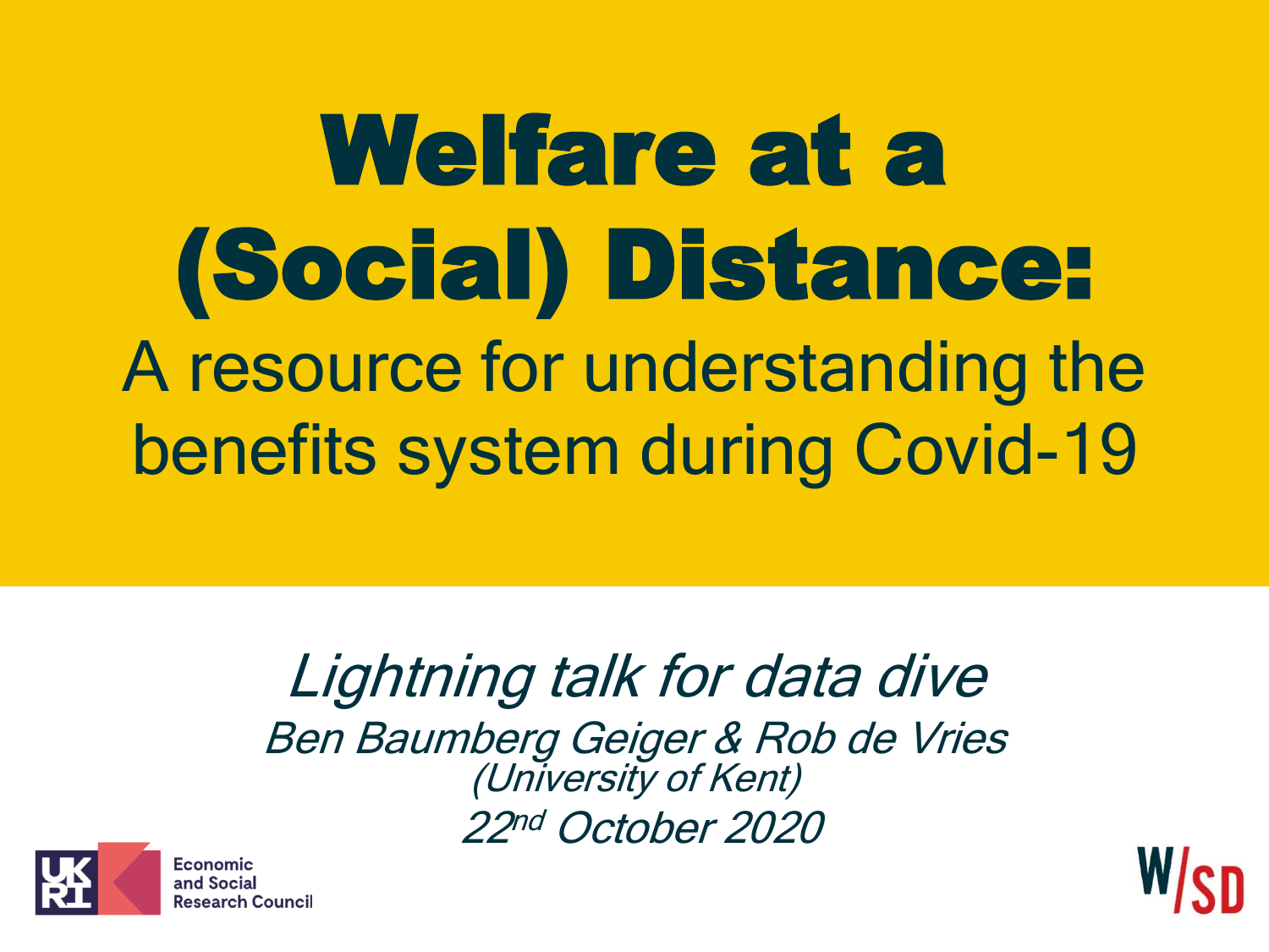# Welfare at a (Social) Distance:

## A resource for understanding the benefits system during Covid-19

*Lightning talk for data dive*

*Ben Baumberg Geiger & Rob de Vries*

*(University of Kent)*

*22nd October 2020*

Economic and Social Research Council

W/SD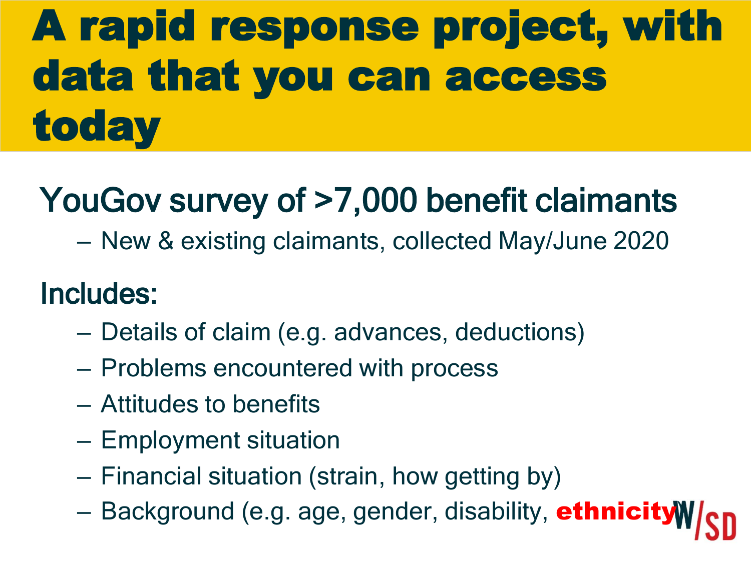# A rapid response project, with data that you can access today

## YouGov survey of >7,000 benefit claimants

- New & existing claimants, collected May/June 2020

## Includes:

- Details of claim (e.g. advances, deductions)
- Problems encountered with process
- Attitudes to benefits
- Employment situation
- Financial situation (strain, how getting by)
- Background (e.g. age, gender, disability, **ethnicity**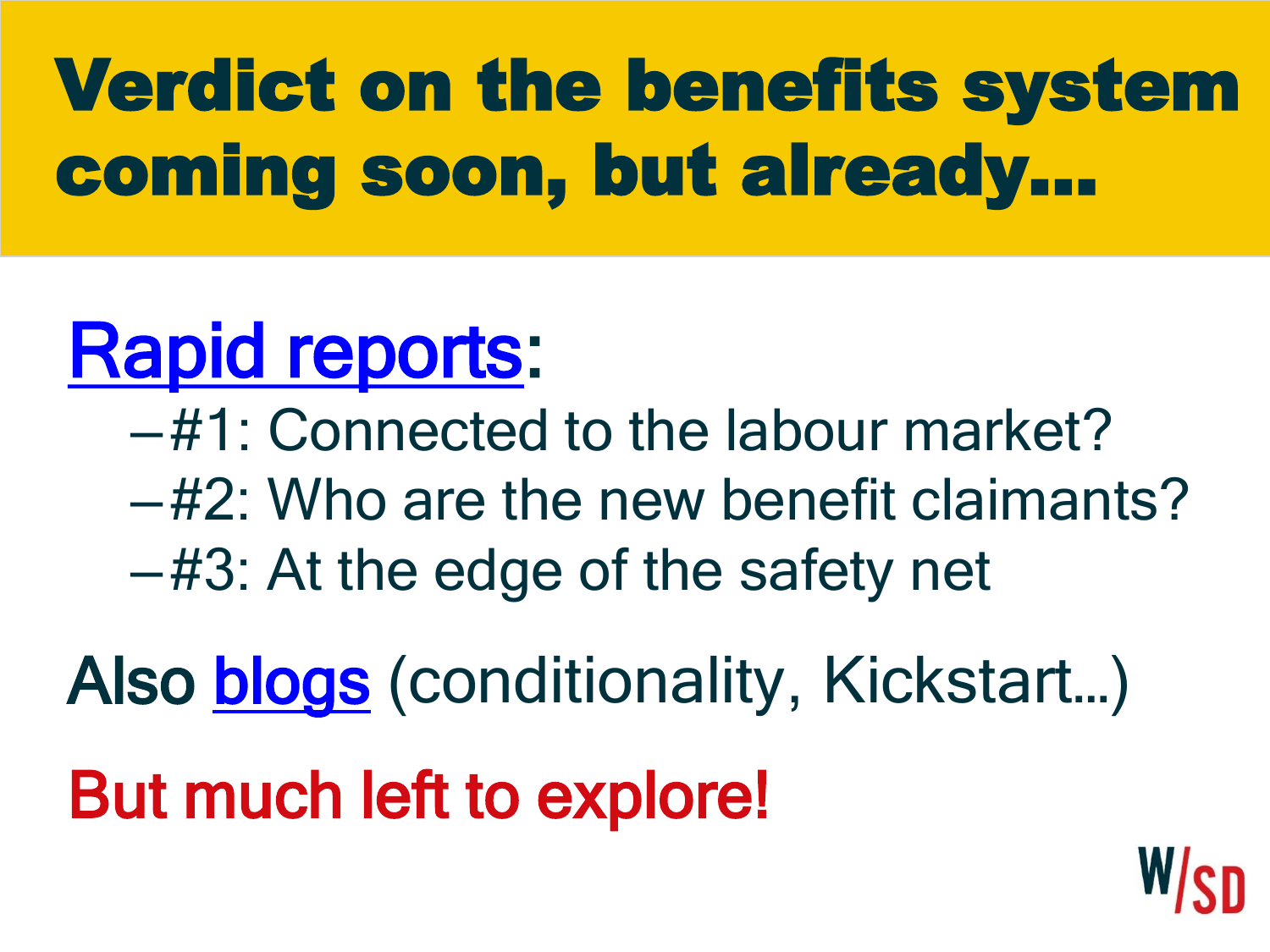# Verdict on the benefits system coming soon, but already…

Rapid reports:

- #1: Connected to the labour market?
- #2: Who are the new benefit claimants?
- #3: At the edge of the safety net

Also blogs (conditionality, Kickstart…)

But much left to explore!

W/SD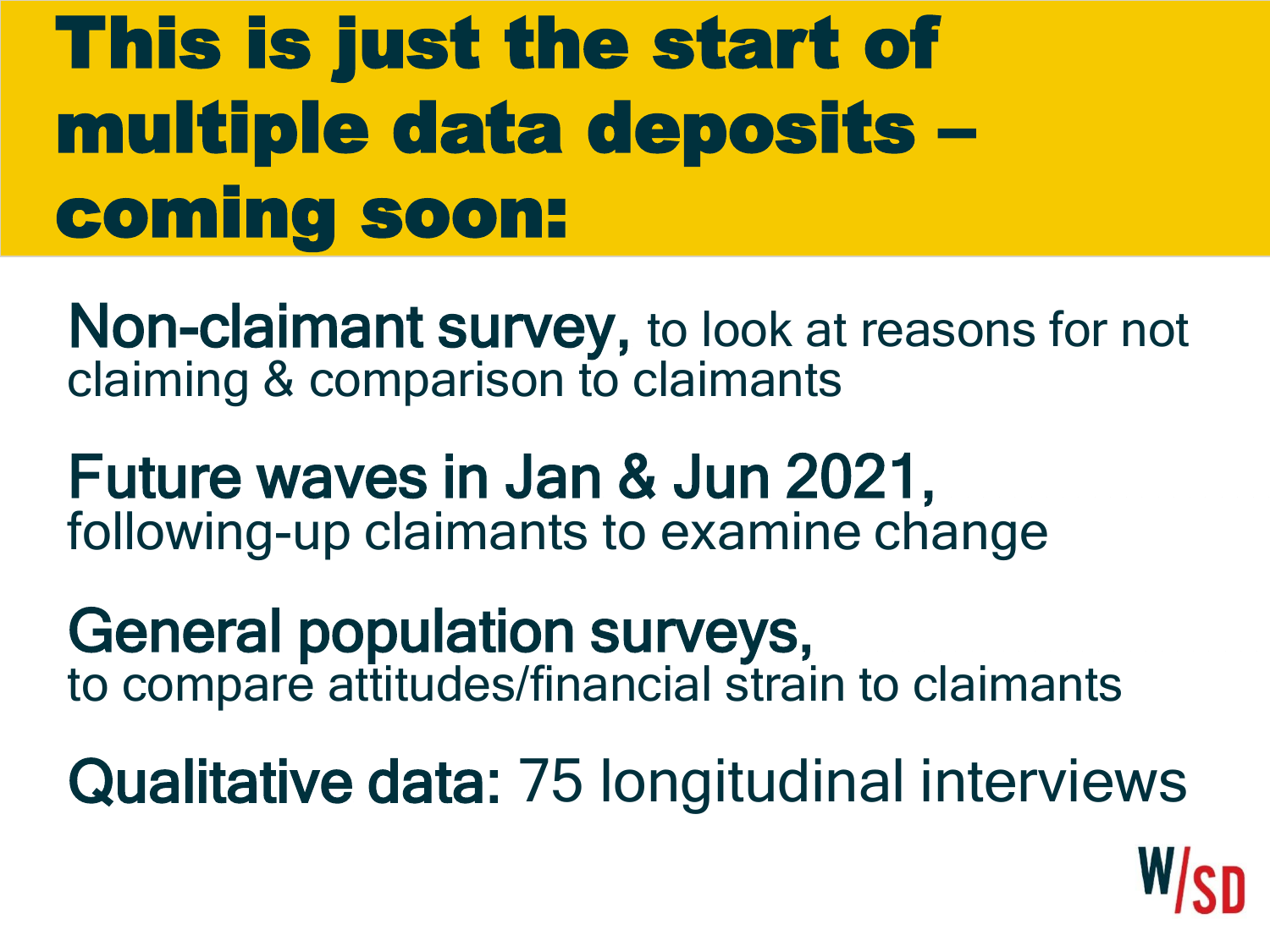# This is just the start of multiple data deposits – coming soon:

**Non-claimant survey,** to look at reasons for not claiming & comparison to claimants

**Future waves in Jan & Jun 2021,** following-up claimants to examine change

**General population surveys,** to compare attitudes/financial strain to claimants

**Qualitative data:** 75 longitudinal interviews

W/SD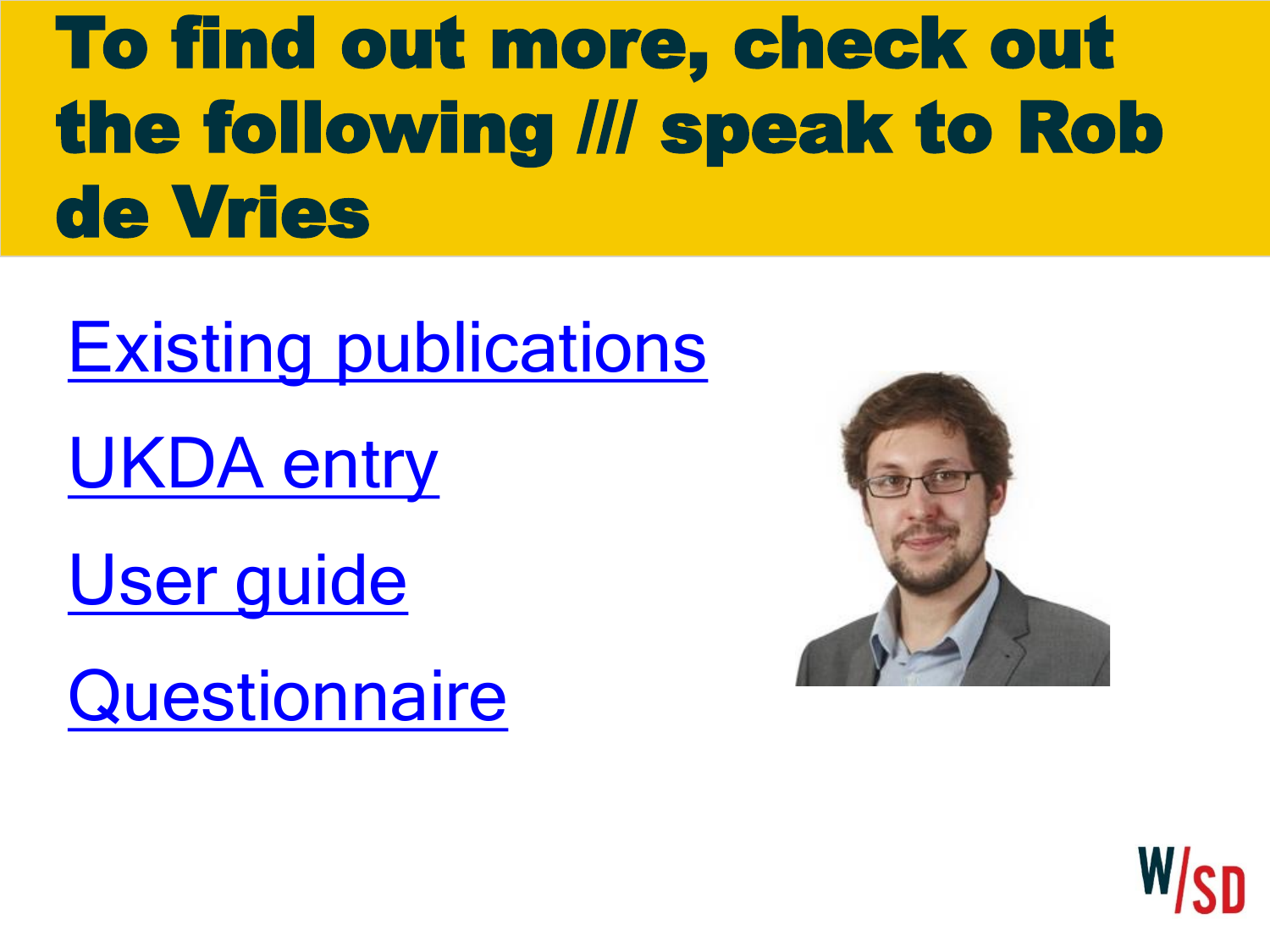# To find out more, check out the following /// speak to Rob de Vries

Existing publications

UKDA entry

User guide

Questionnaire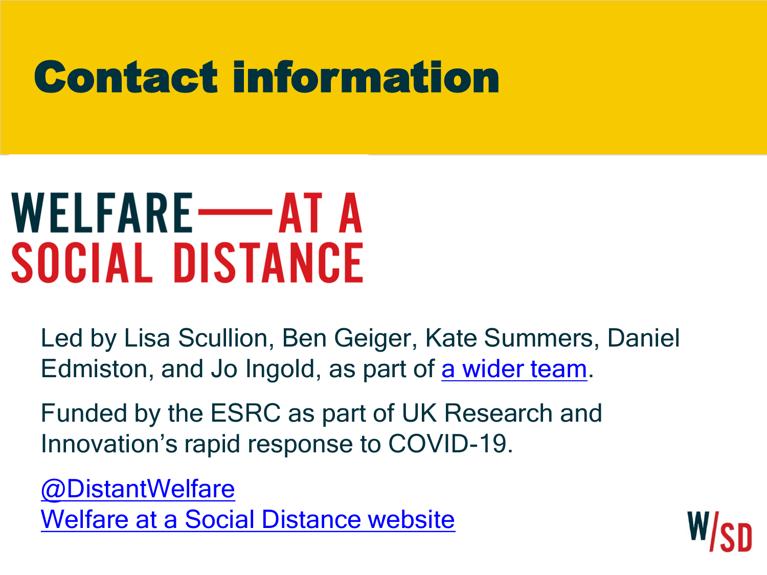# Contact information

WELFARE—AT A SOCIAL DISTANCE

Led by Lisa Scullion, Ben Geiger, Kate Summers, Daniel Edmiston, and Jo Ingold, as part of a wider team.

Funded by the ESRC as part of UK Research and Innovation's rapid response to COVID-19.

@DistantWelfare
Welfare at a Social Distance website

W/SD